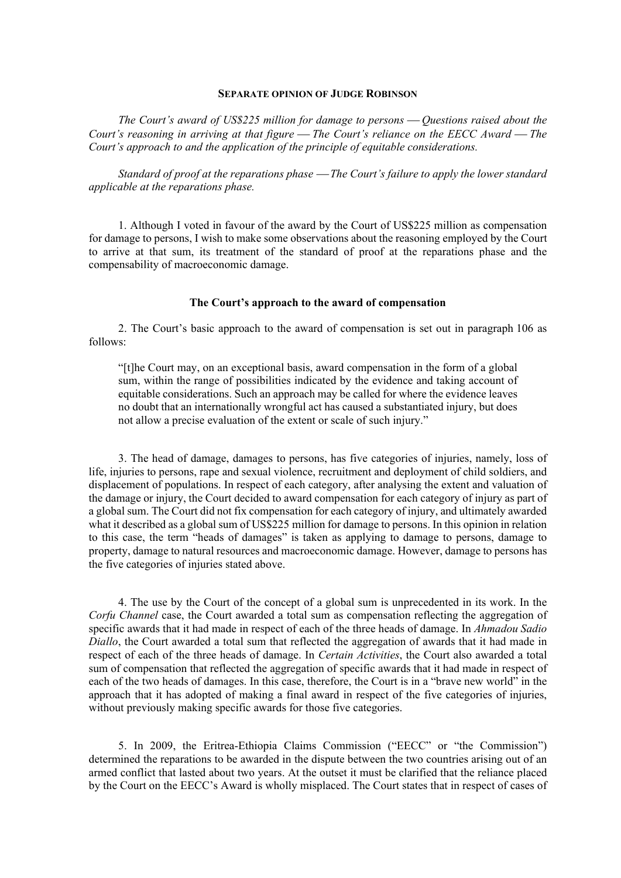**SEPARATE OPINION OF JUDGE ROBINSON**

*The Court's award of US$225 million for damage to persons — Questions raised about the Court's reasoning in arriving at that figure — The Court's reliance on the EECC Award — The Court's approach to and the application of the principle of equitable considerations.*

*Standard of proof at the reparations phase — The Court's failure to apply the lower standard applicable at the reparations phase.*

1. Although I voted in favour of the award by the Court of US$225 million as compensation for damage to persons, I wish to make some observations about the reasoning employed by the Court to arrive at that sum, its treatment of the standard of proof at the reparations phase and the compensability of macroeconomic damage.

**The Court's approach to the award of compensation**

2. The Court's basic approach to the award of compensation is set out in paragraph 106 as follows:

> "[t]he Court may, on an exceptional basis, award compensation in the form of a global sum, within the range of possibilities indicated by the evidence and taking account of equitable considerations. Such an approach may be called for where the evidence leaves no doubt that an internationally wrongful act has caused a substantiated injury, but does not allow a precise evaluation of the extent or scale of such injury."

3. The head of damage, damages to persons, has five categories of injuries, namely, loss of life, injuries to persons, rape and sexual violence, recruitment and deployment of child soldiers, and displacement of populations. In respect of each category, after analysing the extent and valuation of the damage or injury, the Court decided to award compensation for each category of injury as part of a global sum. The Court did not fix compensation for each category of injury, and ultimately awarded what it described as a global sum of US$225 million for damage to persons. In this opinion in relation to this case, the term "heads of damages" is taken as applying to damage to persons, damage to property, damage to natural resources and macroeconomic damage. However, damage to persons has the five categories of injuries stated above.

4. The use by the Court of the concept of a global sum is unprecedented in its work. In the *Corfu Channel* case, the Court awarded a total sum as compensation reflecting the aggregation of specific awards that it had made in respect of each of the three heads of damage. In *Ahmadou Sadio Diallo*, the Court awarded a total sum that reflected the aggregation of awards that it had made in respect of each of the three heads of damage. In *Certain Activities*, the Court also awarded a total sum of compensation that reflected the aggregation of specific awards that it had made in respect of each of the two heads of damages. In this case, therefore, the Court is in a "brave new world" in the approach that it has adopted of making a final award in respect of the five categories of injuries, without previously making specific awards for those five categories.

5. In 2009, the Eritrea-Ethiopia Claims Commission ("EECC" or "the Commission") determined the reparations to be awarded in the dispute between the two countries arising out of an armed conflict that lasted about two years. At the outset it must be clarified that the reliance placed by the Court on the EECC's Award is wholly misplaced. The Court states that in respect of cases of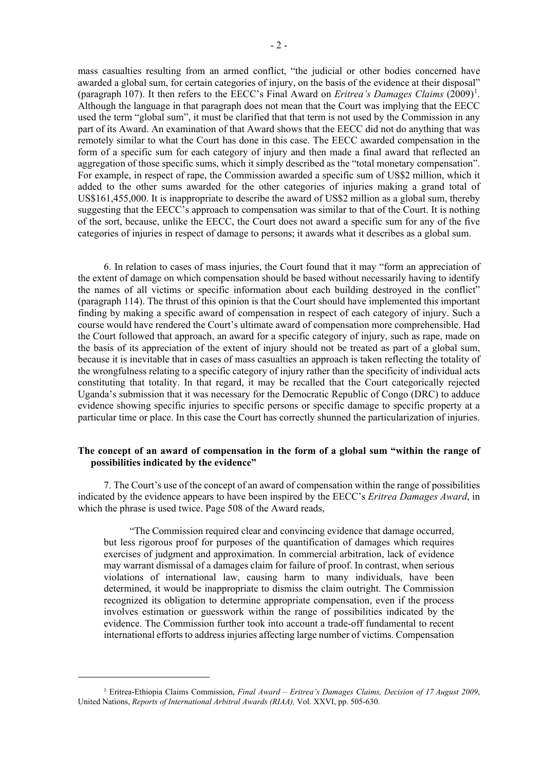mass casualties resulting from an armed conflict, "the judicial or other bodies concerned have awarded a global sum, for certain categories of injury, on the basis of the evidence at their disposal" (paragraph 107). It then refers to the EECC's Final Award on *Eritrea's Damages Claims* (2009)[1]. Although the language in that paragraph does not mean that the Court was implying that the EECC used the term "global sum", it must be clarified that that term is not used by the Commission in any part of its Award. An examination of that Award shows that the EECC did not do anything that was remotely similar to what the Court has done in this case. The EECC awarded compensation in the form of a specific sum for each category of injury and then made a final award that reflected an aggregation of those specific sums, which it simply described as the "total monetary compensation". For example, in respect of rape, the Commission awarded a specific sum of US$2 million, which it added to the other sums awarded for the other categories of injuries making a grand total of US$161,455,000. It is inappropriate to describe the award of US$2 million as a global sum, thereby suggesting that the EECC's approach to compensation was similar to that of the Court. It is nothing of the sort, because, unlike the EECC, the Court does not award a specific sum for any of the five categories of injuries in respect of damage to persons; it awards what it describes as a global sum.

6. In relation to cases of mass injuries, the Court found that it may "form an appreciation of the extent of damage on which compensation should be based without necessarily having to identify the names of all victims or specific information about each building destroyed in the conflict" (paragraph 114). The thrust of this opinion is that the Court should have implemented this important finding by making a specific award of compensation in respect of each category of injury. Such a course would have rendered the Court's ultimate award of compensation more comprehensible. Had the Court followed that approach, an award for a specific category of injury, such as rape, made on the basis of its appreciation of the extent of injury should not be treated as part of a global sum, because it is inevitable that in cases of mass casualties an approach is taken reflecting the totality of the wrongfulness relating to a specific category of injury rather than the specificity of individual acts constituting that totality. In that regard, it may be recalled that the Court categorically rejected Uganda's submission that it was necessary for the Democratic Republic of Congo (DRC) to adduce evidence showing specific injuries to specific persons or specific damage to specific property at a particular time or place. In this case the Court has correctly shunned the particularization of injuries.

### The concept of an award of compensation in the form of a global sum "within the range of possibilities indicated by the evidence"

7. The Court's use of the concept of an award of compensation within the range of possibilities indicated by the evidence appears to have been inspired by the EECC's *Eritrea Damages Award*, in which the phrase is used twice. Page 508 of the Award reads,

> "The Commission required clear and convincing evidence that damage occurred, but less rigorous proof for purposes of the quantification of damages which requires exercises of judgment and approximation. In commercial arbitration, lack of evidence may warrant dismissal of a damages claim for failure of proof. In contrast, when serious violations of international law, causing harm to many individuals, have been determined, it would be inappropriate to dismiss the claim outright. The Commission recognized its obligation to determine appropriate compensation, even if the process involves estimation or guesswork within the range of possibilities indicated by the evidence. The Commission further took into account a trade-off fundamental to recent international efforts to address injuries affecting large number of victims. Compensation

[1] Eritrea-Ethiopia Claims Commission, *Final Award – Eritrea's Damages Claims, Decision of 17 August 2009*, United Nations, *Reports of International Arbitral Awards (RIAA),* Vol. XXVI, pp. 505-630.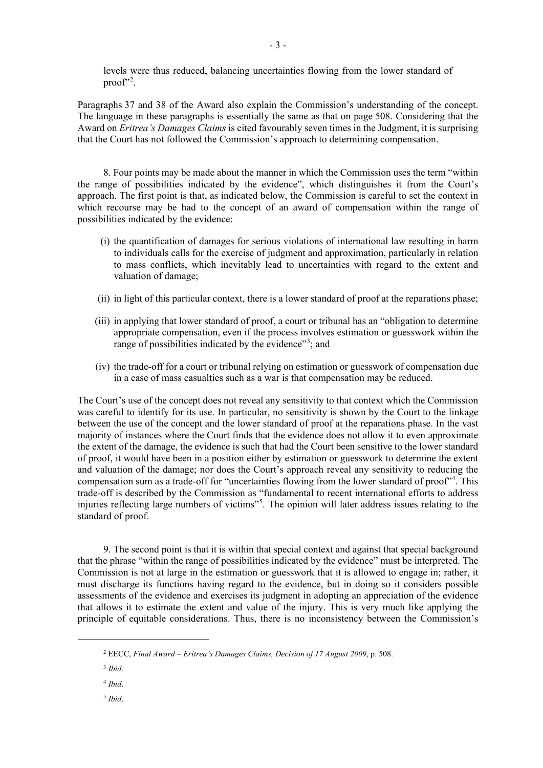levels were thus reduced, balancing uncertainties flowing from the lower standard of proof"[2].

Paragraphs 37 and 38 of the Award also explain the Commission's understanding of the concept. The language in these paragraphs is essentially the same as that on page 508. Considering that the Award on *Eritrea's Damages Claims* is cited favourably seven times in the Judgment, it is surprising that the Court has not followed the Commission's approach to determining compensation.

8. Four points may be made about the manner in which the Commission uses the term "within the range of possibilities indicated by the evidence", which distinguishes it from the Court's approach. The first point is that, as indicated below, the Commission is careful to set the context in which recourse may be had to the concept of an award of compensation within the range of possibilities indicated by the evidence:

(i) the quantification of damages for serious violations of international law resulting in harm to individuals calls for the exercise of judgment and approximation, particularly in relation to mass conflicts, which inevitably lead to uncertainties with regard to the extent and valuation of damage;

(ii) in light of this particular context, there is a lower standard of proof at the reparations phase;

(iii) in applying that lower standard of proof, a court or tribunal has an "obligation to determine appropriate compensation, even if the process involves estimation or guesswork within the range of possibilities indicated by the evidence"[3]; and

(iv) the trade-off for a court or tribunal relying on estimation or guesswork of compensation due in a case of mass casualties such as a war is that compensation may be reduced.

The Court's use of the concept does not reveal any sensitivity to that context which the Commission was careful to identify for its use. In particular, no sensitivity is shown by the Court to the linkage between the use of the concept and the lower standard of proof at the reparations phase. In the vast majority of instances where the Court finds that the evidence does not allow it to even approximate the extent of the damage, the evidence is such that had the Court been sensitive to the lower standard of proof, it would have been in a position either by estimation or guesswork to determine the extent and valuation of the damage; nor does the Court's approach reveal any sensitivity to reducing the compensation sum as a trade-off for "uncertainties flowing from the lower standard of proof"[4]. This trade-off is described by the Commission as "fundamental to recent international efforts to address injuries reflecting large numbers of victims"[5]. The opinion will later address issues relating to the standard of proof.

9. The second point is that it is within that special context and against that special background that the phrase "within the range of possibilities indicated by the evidence" must be interpreted. The Commission is not at large in the estimation or guesswork that it is allowed to engage in; rather, it must discharge its functions having regard to the evidence, but in doing so it considers possible assessments of the evidence and exercises its judgment in adopting an appreciation of the evidence that allows it to estimate the extent and value of the injury. This is very much like applying the principle of equitable considerations. Thus, there is no inconsistency between the Commission's

---

[2] EECC, *Final Award – Eritrea's Damages Claims, Decision of 17 August 2009*, p. 508.

[3] *Ibid*.

[4] *Ibid*.

[5] *Ibid*.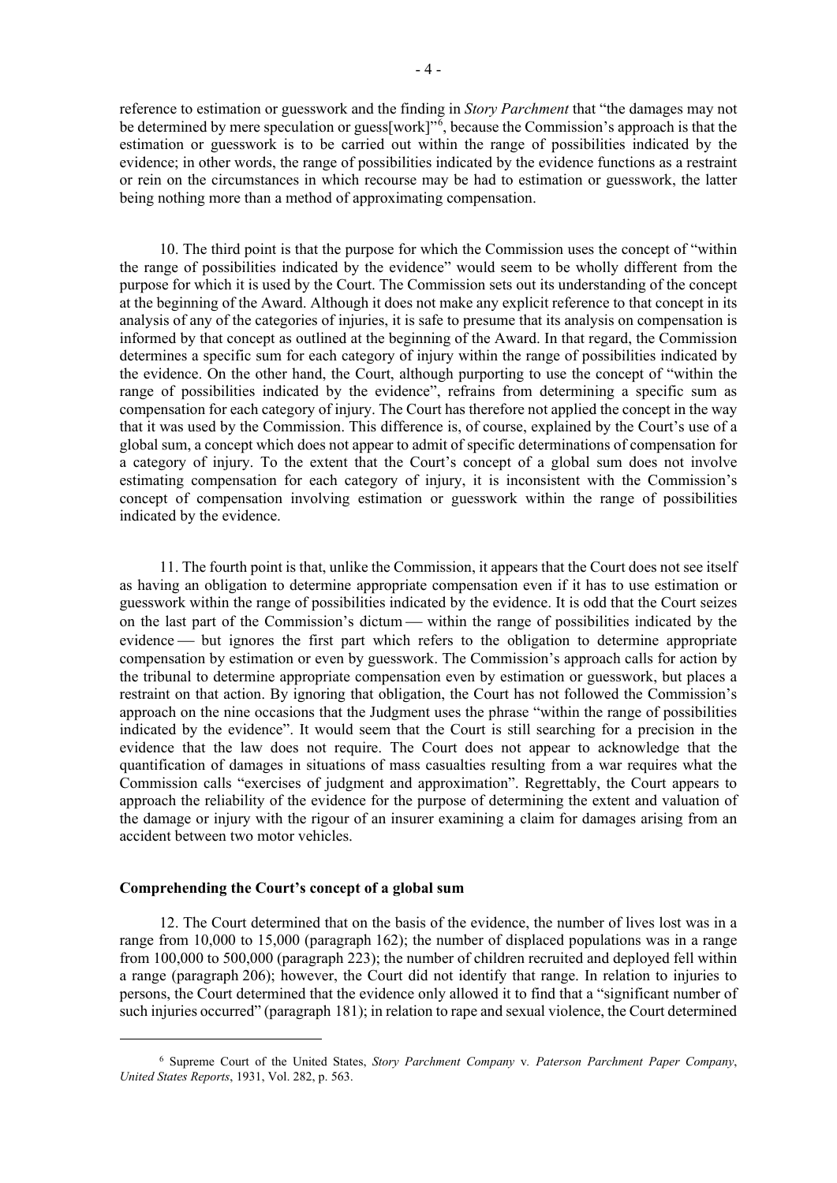reference to estimation or guesswork and the finding in *Story Parchment* that "the damages may not be determined by mere speculation or guess[work]"[6], because the Commission's approach is that the estimation or guesswork is to be carried out within the range of possibilities indicated by the evidence; in other words, the range of possibilities indicated by the evidence functions as a restraint or rein on the circumstances in which recourse may be had to estimation or guesswork, the latter being nothing more than a method of approximating compensation.

10. The third point is that the purpose for which the Commission uses the concept of "within the range of possibilities indicated by the evidence" would seem to be wholly different from the purpose for which it is used by the Court. The Commission sets out its understanding of the concept at the beginning of the Award. Although it does not make any explicit reference to that concept in its analysis of any of the categories of injuries, it is safe to presume that its analysis on compensation is informed by that concept as outlined at the beginning of the Award. In that regard, the Commission determines a specific sum for each category of injury within the range of possibilities indicated by the evidence. On the other hand, the Court, although purporting to use the concept of "within the range of possibilities indicated by the evidence", refrains from determining a specific sum as compensation for each category of injury. The Court has therefore not applied the concept in the way that it was used by the Commission. This difference is, of course, explained by the Court's use of a global sum, a concept which does not appear to admit of specific determinations of compensation for a category of injury. To the extent that the Court's concept of a global sum does not involve estimating compensation for each category of injury, it is inconsistent with the Commission's concept of compensation involving estimation or guesswork within the range of possibilities indicated by the evidence.

11. The fourth point is that, unlike the Commission, it appears that the Court does not see itself as having an obligation to determine appropriate compensation even if it has to use estimation or guesswork within the range of possibilities indicated by the evidence. It is odd that the Court seizes on the last part of the Commission's dictum — within the range of possibilities indicated by the evidence — but ignores the first part which refers to the obligation to determine appropriate compensation by estimation or even by guesswork. The Commission's approach calls for action by the tribunal to determine appropriate compensation even by estimation or guesswork, but places a restraint on that action. By ignoring that obligation, the Court has not followed the Commission's approach on the nine occasions that the Judgment uses the phrase "within the range of possibilities indicated by the evidence". It would seem that the Court is still searching for a precision in the evidence that the law does not require. The Court does not appear to acknowledge that the quantification of damages in situations of mass casualties resulting from a war requires what the Commission calls "exercises of judgment and approximation". Regrettably, the Court appears to approach the reliability of the evidence for the purpose of determining the extent and valuation of the damage or injury with the rigour of an insurer examining a claim for damages arising from an accident between two motor vehicles.

**Comprehending the Court's concept of a global sum**

12. The Court determined that on the basis of the evidence, the number of lives lost was in a range from 10,000 to 15,000 (paragraph 162); the number of displaced populations was in a range from 100,000 to 500,000 (paragraph 223); the number of children recruited and deployed fell within a range (paragraph 206); however, the Court did not identify that range. In relation to injuries to persons, the Court determined that the evidence only allowed it to find that a "significant number of such injuries occurred" (paragraph 181); in relation to rape and sexual violence, the Court determined

[6] Supreme Court of the United States, *Story Parchment Company* v. *Paterson Parchment Paper Company*, *United States Reports*, 1931, Vol. 282, p. 563.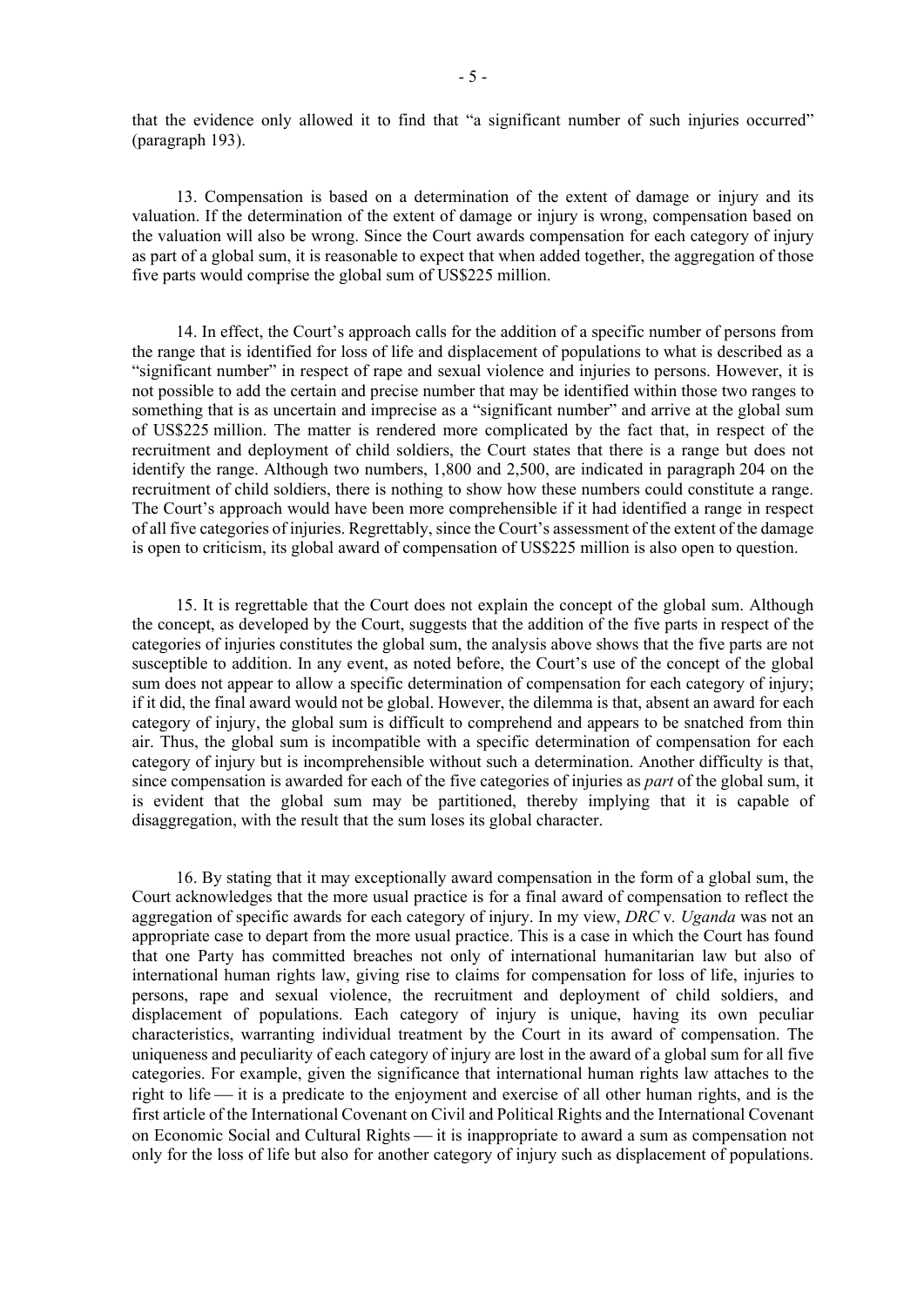that the evidence only allowed it to find that "a significant number of such injuries occurred" (paragraph 193).

13. Compensation is based on a determination of the extent of damage or injury and its valuation. If the determination of the extent of damage or injury is wrong, compensation based on the valuation will also be wrong. Since the Court awards compensation for each category of injury as part of a global sum, it is reasonable to expect that when added together, the aggregation of those five parts would comprise the global sum of US$225 million.

14. In effect, the Court's approach calls for the addition of a specific number of persons from the range that is identified for loss of life and displacement of populations to what is described as a "significant number" in respect of rape and sexual violence and injuries to persons. However, it is not possible to add the certain and precise number that may be identified within those two ranges to something that is as uncertain and imprecise as a "significant number" and arrive at the global sum of US$225 million. The matter is rendered more complicated by the fact that, in respect of the recruitment and deployment of child soldiers, the Court states that there is a range but does not identify the range. Although two numbers, 1,800 and 2,500, are indicated in paragraph 204 on the recruitment of child soldiers, there is nothing to show how these numbers could constitute a range. The Court's approach would have been more comprehensible if it had identified a range in respect of all five categories of injuries. Regrettably, since the Court's assessment of the extent of the damage is open to criticism, its global award of compensation of US$225 million is also open to question.

15. It is regrettable that the Court does not explain the concept of the global sum. Although the concept, as developed by the Court, suggests that the addition of the five parts in respect of the categories of injuries constitutes the global sum, the analysis above shows that the five parts are not susceptible to addition. In any event, as noted before, the Court's use of the concept of the global sum does not appear to allow a specific determination of compensation for each category of injury; if it did, the final award would not be global. However, the dilemma is that, absent an award for each category of injury, the global sum is difficult to comprehend and appears to be snatched from thin air. Thus, the global sum is incompatible with a specific determination of compensation for each category of injury but is incomprehensible without such a determination. Another difficulty is that, since compensation is awarded for each of the five categories of injuries as *part* of the global sum, it is evident that the global sum may be partitioned, thereby implying that it is capable of disaggregation, with the result that the sum loses its global character.

16. By stating that it may exceptionally award compensation in the form of a global sum, the Court acknowledges that the more usual practice is for a final award of compensation to reflect the aggregation of specific awards for each category of injury. In my view, *DRC* v. *Uganda* was not an appropriate case to depart from the more usual practice. This is a case in which the Court has found that one Party has committed breaches not only of international humanitarian law but also of international human rights law, giving rise to claims for compensation for loss of life, injuries to persons, rape and sexual violence, the recruitment and deployment of child soldiers, and displacement of populations. Each category of injury is unique, having its own peculiar characteristics, warranting individual treatment by the Court in its award of compensation. The uniqueness and peculiarity of each category of injury are lost in the award of a global sum for all five categories. For example, given the significance that international human rights law attaches to the right to life — it is a predicate to the enjoyment and exercise of all other human rights, and is the first article of the International Covenant on Civil and Political Rights and the International Covenant on Economic Social and Cultural Rights — it is inappropriate to award a sum as compensation not only for the loss of life but also for another category of injury such as displacement of populations.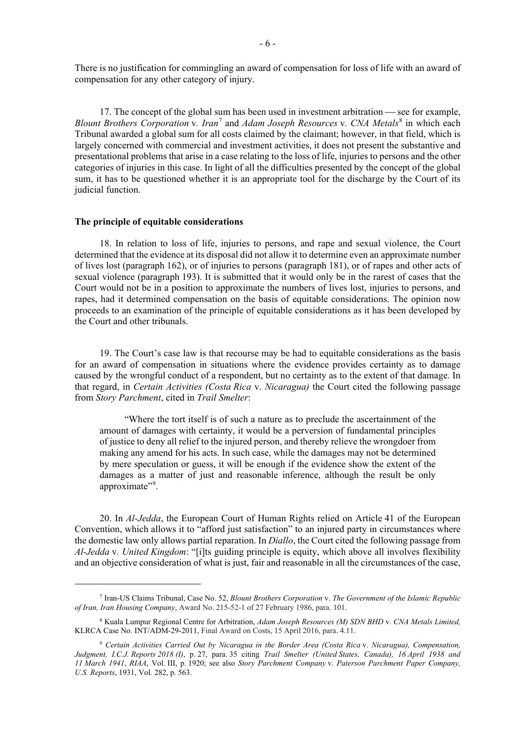There is no justification for commingling an award of compensation for loss of life with an award of compensation for any other category of injury.

17. The concept of the global sum has been used in investment arbitration — see for example, *Blount Brothers Corporation* v. *Iran*[7] and *Adam Joseph Resources* v. *CNA Metals*[8] in which each Tribunal awarded a global sum for all costs claimed by the claimant; however, in that field, which is largely concerned with commercial and investment activities, it does not present the substantive and presentational problems that arise in a case relating to the loss of life, injuries to persons and the other categories of injuries in this case. In light of all the difficulties presented by the concept of the global sum, it has to be questioned whether it is an appropriate tool for the discharge by the Court of its judicial function.

**The principle of equitable considerations**

18. In relation to loss of life, injuries to persons, and rape and sexual violence, the Court determined that the evidence at its disposal did not allow it to determine even an approximate number of lives lost (paragraph 162), or of injuries to persons (paragraph 181), or of rapes and other acts of sexual violence (paragraph 193). It is submitted that it would only be in the rarest of cases that the Court would not be in a position to approximate the numbers of lives lost, injuries to persons, and rapes, had it determined compensation on the basis of equitable considerations. The opinion now proceeds to an examination of the principle of equitable considerations as it has been developed by the Court and other tribunals.

19. The Court's case law is that recourse may be had to equitable considerations as the basis for an award of compensation in situations where the evidence provides certainty as to damage caused by the wrongful conduct of a respondent, but no certainty as to the extent of that damage. In that regard, in *Certain Activities (Costa Rica* v. *Nicaragua)* the Court cited the following passage from *Story Parchment*, cited in *Trail Smelter*:

> "Where the tort itself is of such a nature as to preclude the ascertainment of the amount of damages with certainty, it would be a perversion of fundamental principles of justice to deny all relief to the injured person, and thereby relieve the wrongdoer from making any amend for his acts. In such case, while the damages may not be determined by mere speculation or guess, it will be enough if the evidence show the extent of the damages as a matter of just and reasonable inference, although the result be only approximate"[9].

20. In *Al-Jedda*, the European Court of Human Rights relied on Article 41 of the European Convention, which allows it to "afford just satisfaction" to an injured party in circumstances where the domestic law only allows partial reparation. In *Diallo*, the Court cited the following passage from *Al-Jedda* v. *United Kingdom*: "[i]ts guiding principle is equity, which above all involves flexibility and an objective consideration of what is just, fair and reasonable in all the circumstances of the case,

---

[7] Iran-US Claims Tribunal, Case No. 52, *Blount Brothers Corporation* v. *The Government of the Islamic Republic of Iran, Iran Housing Company*, Award No. 215-52-1 of 27 February 1986, para. 101.

[8] Kuala Lumpur Regional Centre for Arbitration, *Adam Joseph Resources (M) SDN BHD* v. *CNA Metals Limited,* KLRCA Case No. INT/ADM-29-2011, Final Award on Costs, 15 April 2016, para. 4.11.

[9] *Certain Activities Carried Out by Nicaragua in the Border Area (Costa Rica* v. *Nicaragua), Compensation, Judgment, I.C.J. Reports 2018 (I)*, p. 27, para. 35 citing *Trail Smelter (United States, Canada), 16 April 1938 and 11 March 1941*, *RIAA*, Vol. III, p. 1920; see also *Story Parchment Company* v. *Paterson Parchment Paper Company, U.S. Reports*, 1931, Vol. 282, p. 563.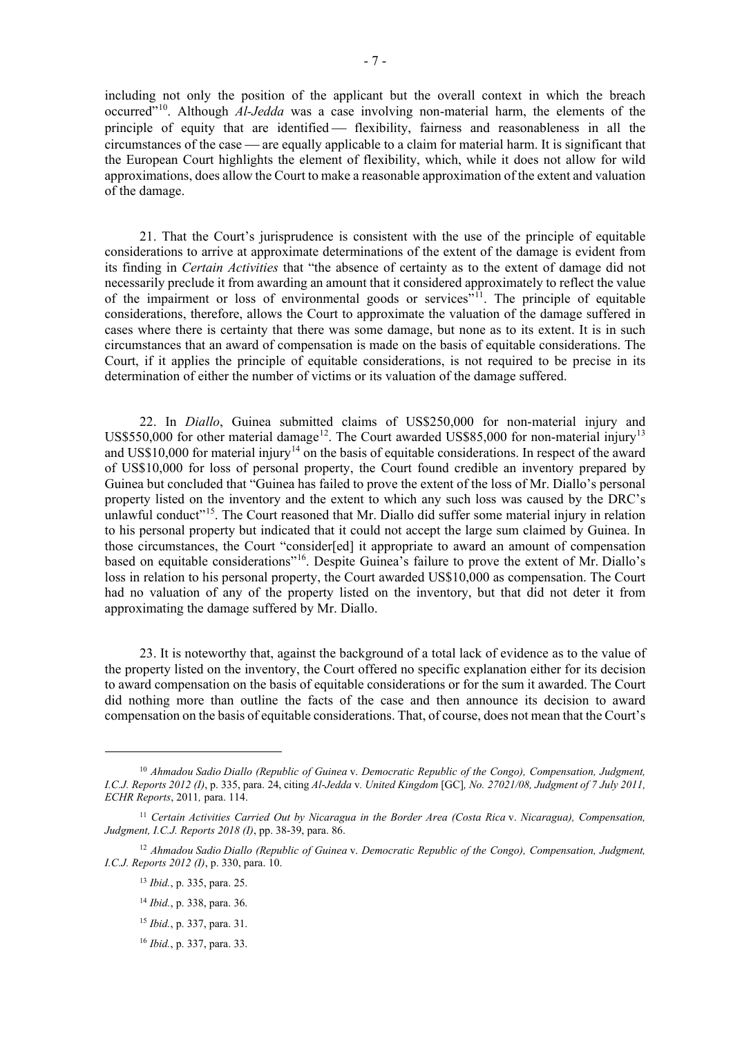including not only the position of the applicant but the overall context in which the breach occurred"[10]. Although *Al-Jedda* was a case involving non-material harm, the elements of the principle of equity that are identified — flexibility, fairness and reasonableness in all the circumstances of the case — are equally applicable to a claim for material harm. It is significant that the European Court highlights the element of flexibility, which, while it does not allow for wild approximations, does allow the Court to make a reasonable approximation of the extent and valuation of the damage.

21. That the Court's jurisprudence is consistent with the use of the principle of equitable considerations to arrive at approximate determinations of the extent of the damage is evident from its finding in *Certain Activities* that "the absence of certainty as to the extent of damage did not necessarily preclude it from awarding an amount that it considered approximately to reflect the value of the impairment or loss of environmental goods or services"[11]. The principle of equitable considerations, therefore, allows the Court to approximate the valuation of the damage suffered in cases where there is certainty that there was some damage, but none as to its extent. It is in such circumstances that an award of compensation is made on the basis of equitable considerations. The Court, if it applies the principle of equitable considerations, is not required to be precise in its determination of either the number of victims or its valuation of the damage suffered.

22. In *Diallo*, Guinea submitted claims of US$250,000 for non-material injury and US$550,000 for other material damage[12]. The Court awarded US$85,000 for non-material injury[13] and US$10,000 for material injury[14] on the basis of equitable considerations. In respect of the award of US$10,000 for loss of personal property, the Court found credible an inventory prepared by Guinea but concluded that "Guinea has failed to prove the extent of the loss of Mr. Diallo's personal property listed on the inventory and the extent to which any such loss was caused by the DRC's unlawful conduct"[15]. The Court reasoned that Mr. Diallo did suffer some material injury in relation to his personal property but indicated that it could not accept the large sum claimed by Guinea. In those circumstances, the Court "consider[ed] it appropriate to award an amount of compensation based on equitable considerations"[16]. Despite Guinea's failure to prove the extent of Mr. Diallo's loss in relation to his personal property, the Court awarded US$10,000 as compensation. The Court had no valuation of any of the property listed on the inventory, but that did not deter it from approximating the damage suffered by Mr. Diallo.

23. It is noteworthy that, against the background of a total lack of evidence as to the value of the property listed on the inventory, the Court offered no specific explanation either for its decision to award compensation on the basis of equitable considerations or for the sum it awarded. The Court did nothing more than outline the facts of the case and then announce its decision to award compensation on the basis of equitable considerations. That, of course, does not mean that the Court's

---

[10] *Ahmadou Sadio Diallo (Republic of Guinea* v. *Democratic Republic of the Congo), Compensation, Judgment, I.C.J. Reports 2012 (I)*, p. 335, para. 24, citing *Al-Jedda* v. *United Kingdom* [GC]*, No. 27021/08, Judgment of 7 July 2011, ECHR Reports*, 2011*,* para. 114.

[11] *Certain Activities Carried Out by Nicaragua in the Border Area (Costa Rica* v. *Nicaragua), Compensation, Judgment, I.C.J. Reports 2018 (I)*, pp. 38-39, para. 86.

[12] *Ahmadou Sadio Diallo (Republic of Guinea* v. *Democratic Republic of the Congo), Compensation, Judgment, I.C.J. Reports 2012 (I)*, p. 330, para. 10.

[13] *Ibid.*, p. 335, para. 25.

[14] *Ibid.*, p. 338, para. 36.

[15] *Ibid.*, p. 337, para. 31.

[16] *Ibid.*, p. 337, para. 33.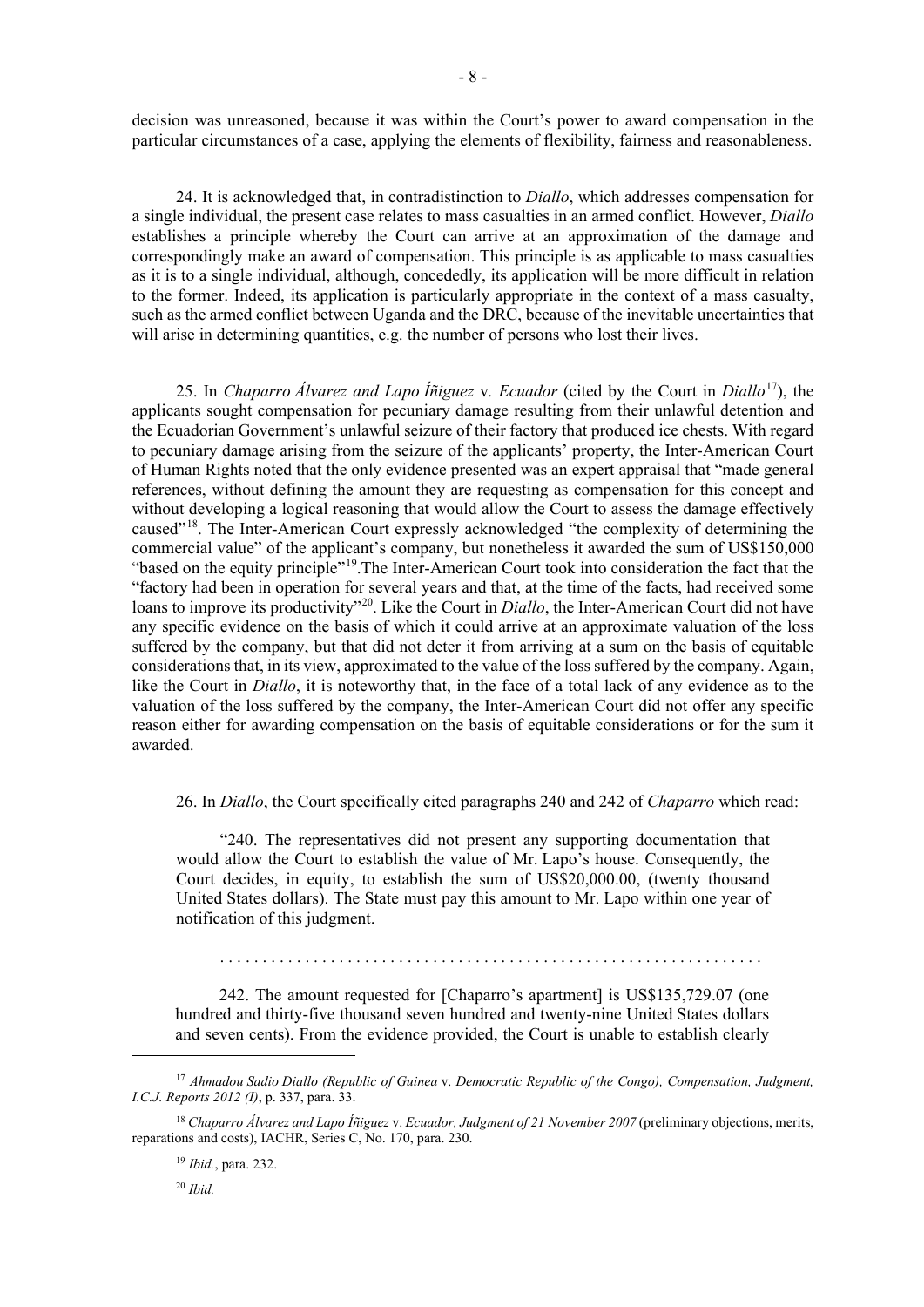decision was unreasoned, because it was within the Court's power to award compensation in the particular circumstances of a case, applying the elements of flexibility, fairness and reasonableness.

24. It is acknowledged that, in contradistinction to *Diallo*, which addresses compensation for a single individual, the present case relates to mass casualties in an armed conflict. However, *Diallo* establishes a principle whereby the Court can arrive at an approximation of the damage and correspondingly make an award of compensation. This principle is as applicable to mass casualties as it is to a single individual, although, concededly, its application will be more difficult in relation to the former. Indeed, its application is particularly appropriate in the context of a mass casualty, such as the armed conflict between Uganda and the DRC, because of the inevitable uncertainties that will arise in determining quantities, e.g. the number of persons who lost their lives.

25. In *Chaparro Álvarez and Lapo Íñiguez* v. *Ecuador* (cited by the Court in *Diallo*[17]), the applicants sought compensation for pecuniary damage resulting from their unlawful detention and the Ecuadorian Government's unlawful seizure of their factory that produced ice chests. With regard to pecuniary damage arising from the seizure of the applicants' property, the Inter-American Court of Human Rights noted that the only evidence presented was an expert appraisal that "made general references, without defining the amount they are requesting as compensation for this concept and without developing a logical reasoning that would allow the Court to assess the damage effectively caused"[18]. The Inter-American Court expressly acknowledged "the complexity of determining the commercial value" of the applicant's company, but nonetheless it awarded the sum of US$150,000 "based on the equity principle"[19].The Inter-American Court took into consideration the fact that the "factory had been in operation for several years and that, at the time of the facts, had received some loans to improve its productivity"[20]. Like the Court in *Diallo*, the Inter-American Court did not have any specific evidence on the basis of which it could arrive at an approximate valuation of the loss suffered by the company, but that did not deter it from arriving at a sum on the basis of equitable considerations that, in its view, approximated to the value of the loss suffered by the company. Again, like the Court in *Diallo*, it is noteworthy that, in the face of a total lack of any evidence as to the valuation of the loss suffered by the company, the Inter-American Court did not offer any specific reason either for awarding compensation on the basis of equitable considerations or for the sum it awarded.

26. In *Diallo*, the Court specifically cited paragraphs 240 and 242 of *Chaparro* which read:

> "240. The representatives did not present any supporting documentation that would allow the Court to establish the value of Mr. Lapo's house. Consequently, the Court decides, in equity, to establish the sum of US$20,000.00, (twenty thousand United States dollars). The State must pay this amount to Mr. Lapo within one year of notification of this judgment.
>
> . . . . . . . . . . . . . . . . . . . . . . . . . . . . . . . . . . . . . . . . . . . . . . . . . . . . . . . . . . . . . . . .
>
> 242. The amount requested for [Chaparro's apartment] is US$135,729.07 (one hundred and thirty-five thousand seven hundred and twenty-nine United States dollars and seven cents). From the evidence provided, the Court is unable to establish clearly

---

[17] *Ahmadou Sadio Diallo (Republic of Guinea* v. *Democratic Republic of the Congo), Compensation, Judgment, I.C.J. Reports 2012 (I)*, p. 337, para. 33.

[18] *Chaparro Álvarez and Lapo Íñiguez* v. *Ecuador, Judgment of 21 November 2007* (preliminary objections, merits, reparations and costs), IACHR, Series C, No. 170, para. 230.

[19] *Ibid.*, para. 232.

[20] *Ibid.*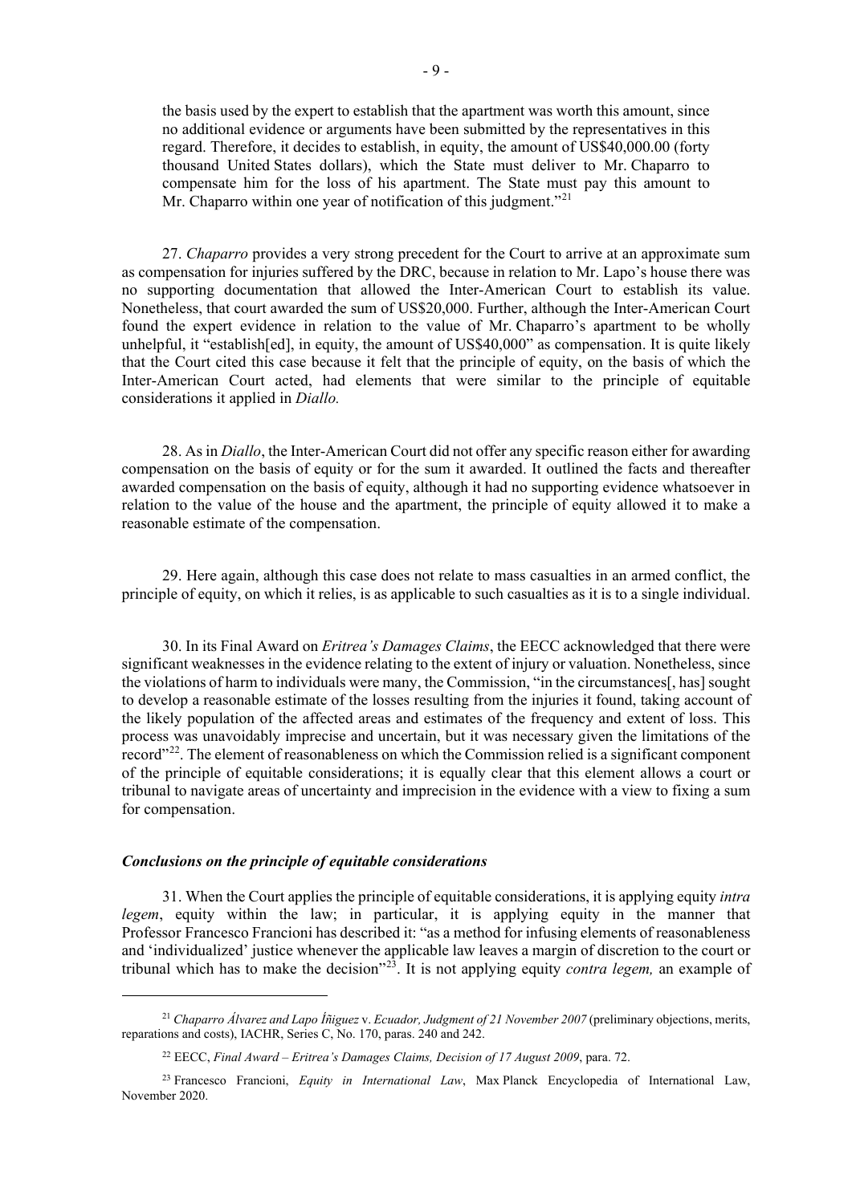the basis used by the expert to establish that the apartment was worth this amount, since no additional evidence or arguments have been submitted by the representatives in this regard. Therefore, it decides to establish, in equity, the amount of US$40,000.00 (forty thousand United States dollars), which the State must deliver to Mr. Chaparro to compensate him for the loss of his apartment. The State must pay this amount to Mr. Chaparro within one year of notification of this judgment."[21]

27. *Chaparro* provides a very strong precedent for the Court to arrive at an approximate sum as compensation for injuries suffered by the DRC, because in relation to Mr. Lapo's house there was no supporting documentation that allowed the Inter-American Court to establish its value. Nonetheless, that court awarded the sum of US$20,000. Further, although the Inter-American Court found the expert evidence in relation to the value of Mr. Chaparro's apartment to be wholly unhelpful, it "establish[ed], in equity, the amount of US$40,000" as compensation. It is quite likely that the Court cited this case because it felt that the principle of equity, on the basis of which the Inter-American Court acted, had elements that were similar to the principle of equitable considerations it applied in *Diallo.*

28. As in *Diallo*, the Inter-American Court did not offer any specific reason either for awarding compensation on the basis of equity or for the sum it awarded. It outlined the facts and thereafter awarded compensation on the basis of equity, although it had no supporting evidence whatsoever in relation to the value of the house and the apartment, the principle of equity allowed it to make a reasonable estimate of the compensation.

29. Here again, although this case does not relate to mass casualties in an armed conflict, the principle of equity, on which it relies, is as applicable to such casualties as it is to a single individual.

30. In its Final Award on *Eritrea's Damages Claims*, the EECC acknowledged that there were significant weaknesses in the evidence relating to the extent of injury or valuation. Nonetheless, since the violations of harm to individuals were many, the Commission, "in the circumstances[, has] sought to develop a reasonable estimate of the losses resulting from the injuries it found, taking account of the likely population of the affected areas and estimates of the frequency and extent of loss. This process was unavoidably imprecise and uncertain, but it was necessary given the limitations of the record"[22]. The element of reasonableness on which the Commission relied is a significant component of the principle of equitable considerations; it is equally clear that this element allows a court or tribunal to navigate areas of uncertainty and imprecision in the evidence with a view to fixing a sum for compensation.

### *Conclusions on the principle of equitable considerations*

31. When the Court applies the principle of equitable considerations, it is applying equity *intra legem*, equity within the law; in particular, it is applying equity in the manner that Professor Francesco Francioni has described it: "as a method for infusing elements of reasonableness and 'individualized' justice whenever the applicable law leaves a margin of discretion to the court or tribunal which has to make the decision"[23]. It is not applying equity *contra legem,* an example of

---

[21] *Chaparro Álvarez and Lapo Íñiguez* v. *Ecuador, Judgment of 21 November 2007* (preliminary objections, merits, reparations and costs), IACHR, Series C, No. 170, paras. 240 and 242.

[22] EECC, *Final Award – Eritrea's Damages Claims, Decision of 17 August 2009*, para. 72.

[23] Francesco Francioni, *Equity in International Law*, Max Planck Encyclopedia of International Law, November 2020.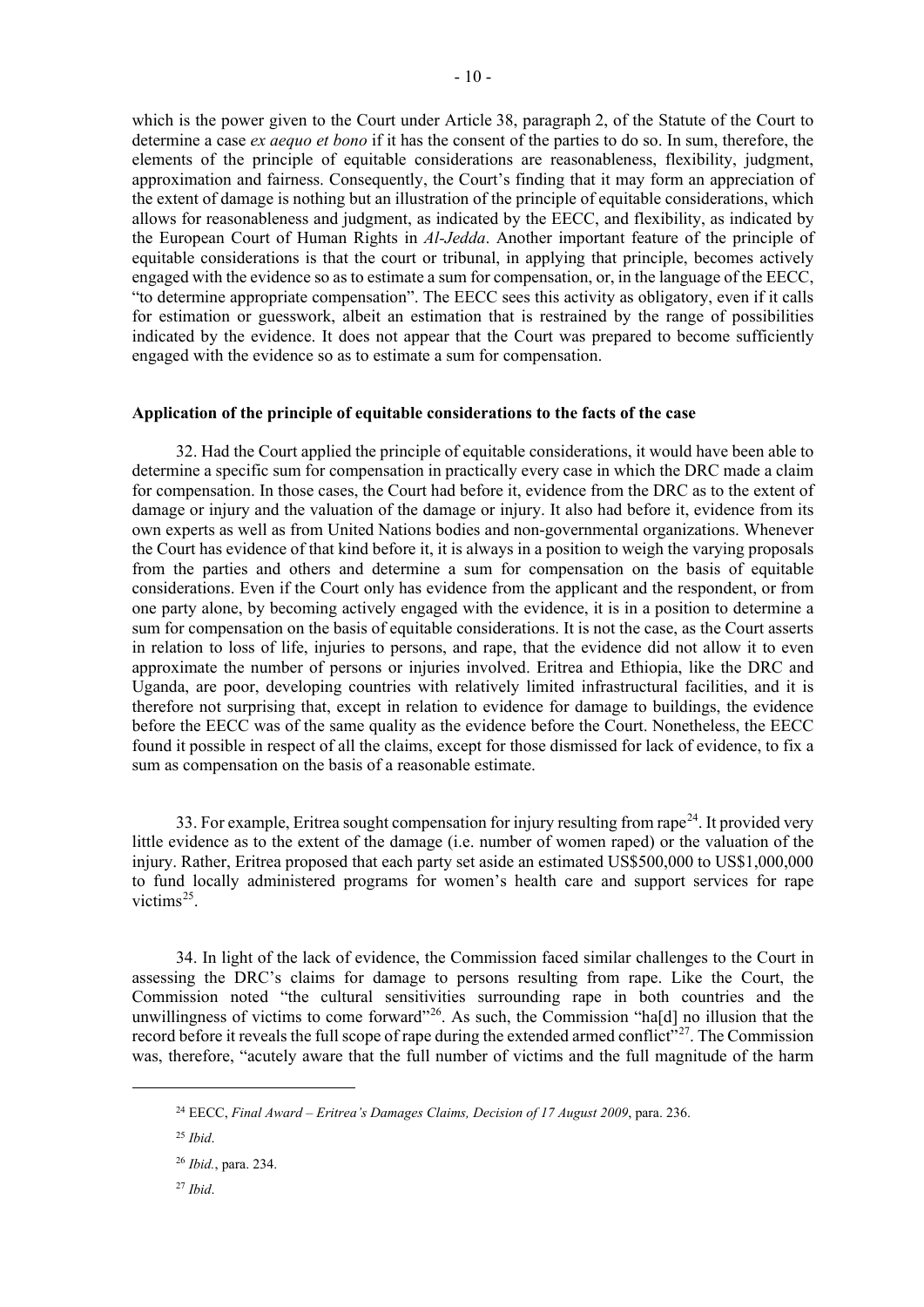which is the power given to the Court under Article 38, paragraph 2, of the Statute of the Court to determine a case *ex aequo et bono* if it has the consent of the parties to do so. In sum, therefore, the elements of the principle of equitable considerations are reasonableness, flexibility, judgment, approximation and fairness. Consequently, the Court's finding that it may form an appreciation of the extent of damage is nothing but an illustration of the principle of equitable considerations, which allows for reasonableness and judgment, as indicated by the EECC, and flexibility, as indicated by the European Court of Human Rights in *Al-Jedda*. Another important feature of the principle of equitable considerations is that the court or tribunal, in applying that principle, becomes actively engaged with the evidence so as to estimate a sum for compensation, or, in the language of the EECC, "to determine appropriate compensation". The EECC sees this activity as obligatory, even if it calls for estimation or guesswork, albeit an estimation that is restrained by the range of possibilities indicated by the evidence. It does not appear that the Court was prepared to become sufficiently engaged with the evidence so as to estimate a sum for compensation.

**Application of the principle of equitable considerations to the facts of the case**

32. Had the Court applied the principle of equitable considerations, it would have been able to determine a specific sum for compensation in practically every case in which the DRC made a claim for compensation. In those cases, the Court had before it, evidence from the DRC as to the extent of damage or injury and the valuation of the damage or injury. It also had before it, evidence from its own experts as well as from United Nations bodies and non-governmental organizations. Whenever the Court has evidence of that kind before it, it is always in a position to weigh the varying proposals from the parties and others and determine a sum for compensation on the basis of equitable considerations. Even if the Court only has evidence from the applicant and the respondent, or from one party alone, by becoming actively engaged with the evidence, it is in a position to determine a sum for compensation on the basis of equitable considerations. It is not the case, as the Court asserts in relation to loss of life, injuries to persons, and rape, that the evidence did not allow it to even approximate the number of persons or injuries involved. Eritrea and Ethiopia, like the DRC and Uganda, are poor, developing countries with relatively limited infrastructural facilities, and it is therefore not surprising that, except in relation to evidence for damage to buildings, the evidence before the EECC was of the same quality as the evidence before the Court. Nonetheless, the EECC found it possible in respect of all the claims, except for those dismissed for lack of evidence, to fix a sum as compensation on the basis of a reasonable estimate.

33. For example, Eritrea sought compensation for injury resulting from rape[24]. It provided very little evidence as to the extent of the damage (i.e. number of women raped) or the valuation of the injury. Rather, Eritrea proposed that each party set aside an estimated US$500,000 to US$1,000,000 to fund locally administered programs for women's health care and support services for rape victims[25].

34. In light of the lack of evidence, the Commission faced similar challenges to the Court in assessing the DRC's claims for damage to persons resulting from rape. Like the Court, the Commission noted "the cultural sensitivities surrounding rape in both countries and the unwillingness of victims to come forward"[26]. As such, the Commission "ha[d] no illusion that the record before it reveals the full scope of rape during the extended armed conflict"[27]. The Commission was, therefore, "acutely aware that the full number of victims and the full magnitude of the harm

[24] EECC, *Final Award – Eritrea's Damages Claims, Decision of 17 August 2009*, para. 236.

[25] *Ibid*.

[26] *Ibid.*, para. 234.

[27] *Ibid*.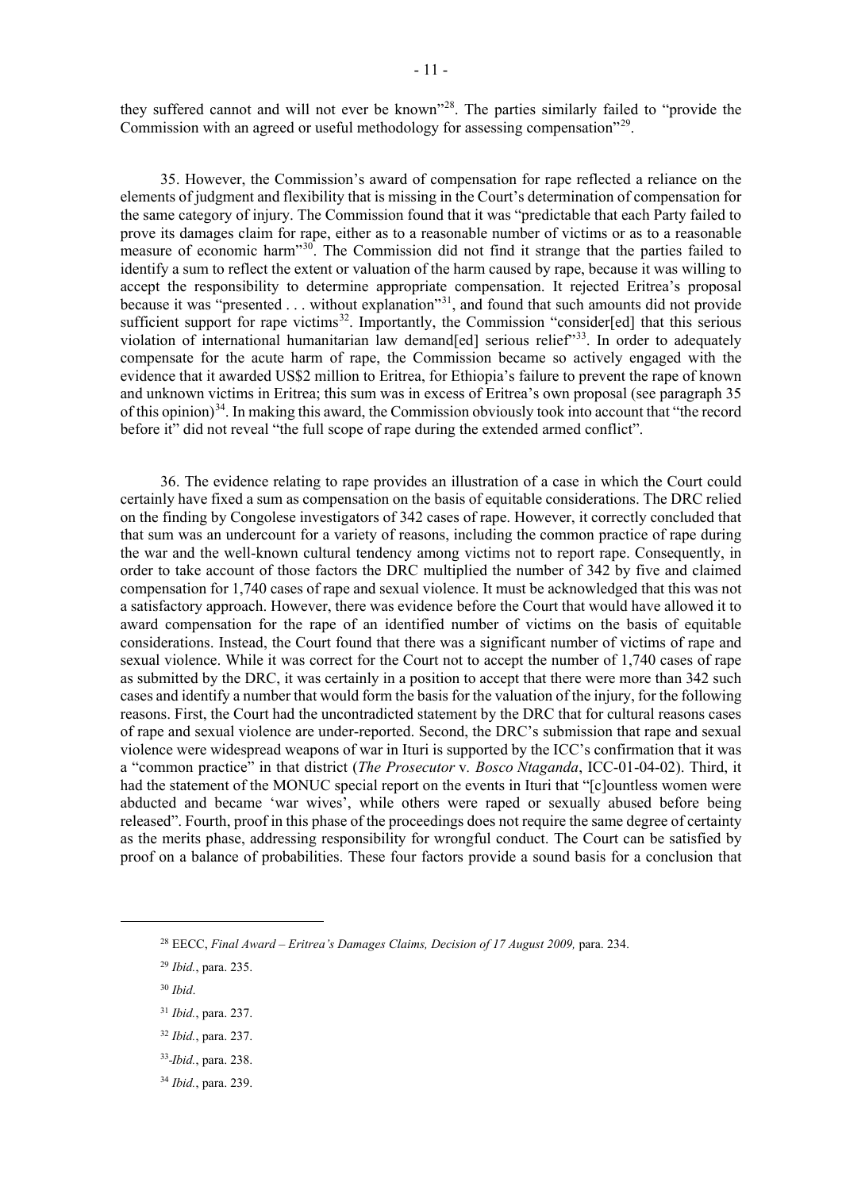they suffered cannot and will not ever be known"[28]. The parties similarly failed to "provide the Commission with an agreed or useful methodology for assessing compensation"[29].

35. However, the Commission's award of compensation for rape reflected a reliance on the elements of judgment and flexibility that is missing in the Court's determination of compensation for the same category of injury. The Commission found that it was "predictable that each Party failed to prove its damages claim for rape, either as to a reasonable number of victims or as to a reasonable measure of economic harm"[30]. The Commission did not find it strange that the parties failed to identify a sum to reflect the extent or valuation of the harm caused by rape, because it was willing to accept the responsibility to determine appropriate compensation. It rejected Eritrea's proposal because it was "presented . . . without explanation"[31], and found that such amounts did not provide sufficient support for rape victims[32]. Importantly, the Commission "consider[ed] that this serious violation of international humanitarian law demand[ed] serious relief"[33]. In order to adequately compensate for the acute harm of rape, the Commission became so actively engaged with the evidence that it awarded US$2 million to Eritrea, for Ethiopia's failure to prevent the rape of known and unknown victims in Eritrea; this sum was in excess of Eritrea's own proposal (see paragraph 35 of this opinion)[34]. In making this award, the Commission obviously took into account that "the record before it" did not reveal "the full scope of rape during the extended armed conflict".

36. The evidence relating to rape provides an illustration of a case in which the Court could certainly have fixed a sum as compensation on the basis of equitable considerations. The DRC relied on the finding by Congolese investigators of 342 cases of rape. However, it correctly concluded that that sum was an undercount for a variety of reasons, including the common practice of rape during the war and the well-known cultural tendency among victims not to report rape. Consequently, in order to take account of those factors the DRC multiplied the number of 342 by five and claimed compensation for 1,740 cases of rape and sexual violence. It must be acknowledged that this was not a satisfactory approach. However, there was evidence before the Court that would have allowed it to award compensation for the rape of an identified number of victims on the basis of equitable considerations. Instead, the Court found that there was a significant number of victims of rape and sexual violence. While it was correct for the Court not to accept the number of 1,740 cases of rape as submitted by the DRC, it was certainly in a position to accept that there were more than 342 such cases and identify a number that would form the basis for the valuation of the injury, for the following reasons. First, the Court had the uncontradicted statement by the DRC that for cultural reasons cases of rape and sexual violence are under-reported. Second, the DRC's submission that rape and sexual violence were widespread weapons of war in Ituri is supported by the ICC's confirmation that it was a "common practice" in that district (*The Prosecutor* v. *Bosco Ntaganda*, ICC-01-04-02). Third, it had the statement of the MONUC special report on the events in Ituri that "[c]ountless women were abducted and became 'war wives', while others were raped or sexually abused before being released". Fourth, proof in this phase of the proceedings does not require the same degree of certainty as the merits phase, addressing responsibility for wrongful conduct. The Court can be satisfied by proof on a balance of probabilities. These four factors provide a sound basis for a conclusion that

---

[28] EECC, *Final Award – Eritrea's Damages Claims, Decision of 17 August 2009,* para. 234.

[29] *Ibid.*, para. 235.

[30] *Ibid*.

[31] *Ibid.*, para. 237.

[32] *Ibid.*, para. 237.

[33] *Ibid.*, para. 238.

[34] *Ibid.*, para. 239.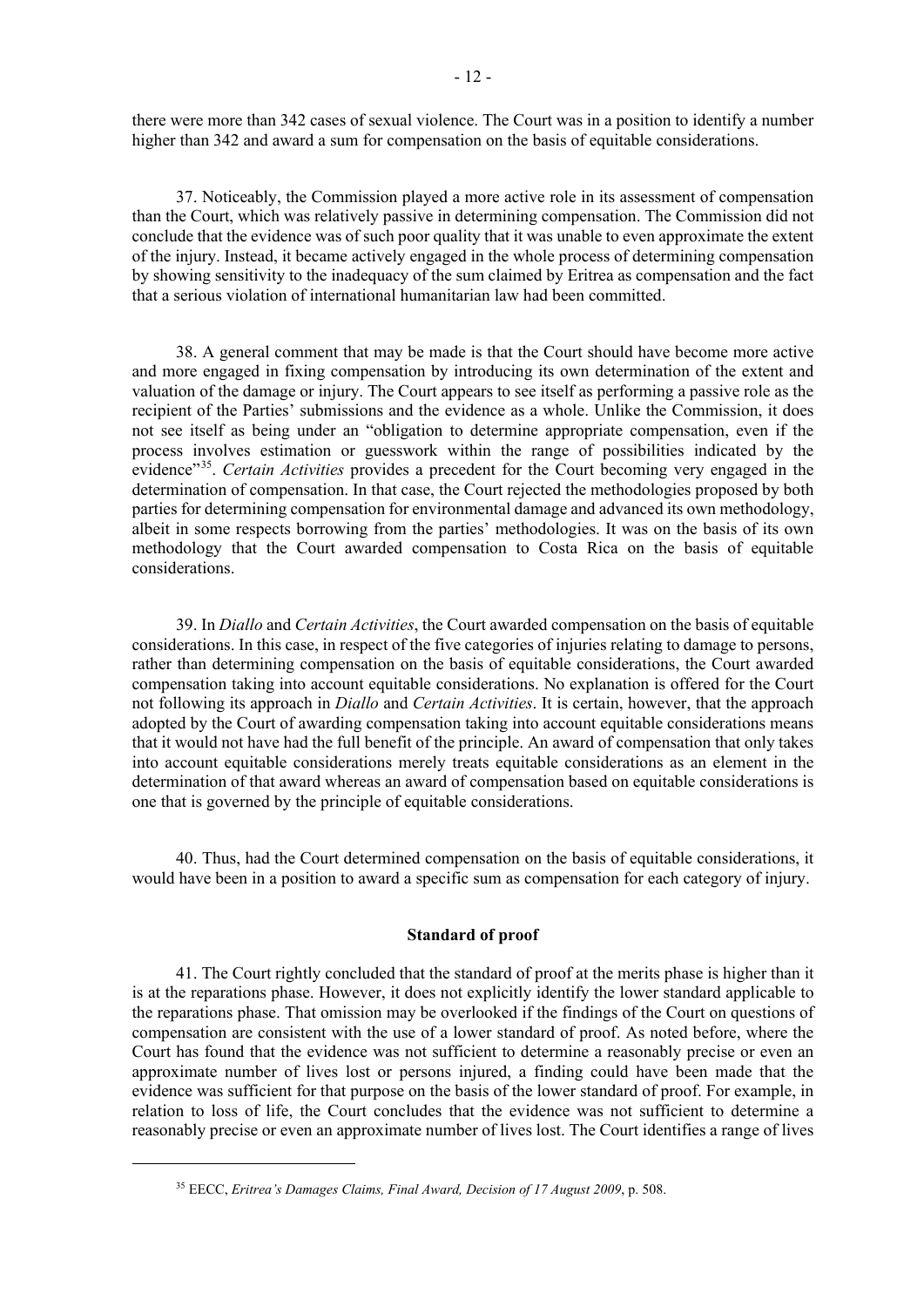there were more than 342 cases of sexual violence. The Court was in a position to identify a number higher than 342 and award a sum for compensation on the basis of equitable considerations.

37. Noticeably, the Commission played a more active role in its assessment of compensation than the Court, which was relatively passive in determining compensation. The Commission did not conclude that the evidence was of such poor quality that it was unable to even approximate the extent of the injury. Instead, it became actively engaged in the whole process of determining compensation by showing sensitivity to the inadequacy of the sum claimed by Eritrea as compensation and the fact that a serious violation of international humanitarian law had been committed.

38. A general comment that may be made is that the Court should have become more active and more engaged in fixing compensation by introducing its own determination of the extent and valuation of the damage or injury. The Court appears to see itself as performing a passive role as the recipient of the Parties' submissions and the evidence as a whole. Unlike the Commission, it does not see itself as being under an "obligation to determine appropriate compensation, even if the process involves estimation or guesswork within the range of possibilities indicated by the evidence"[35]. *Certain Activities* provides a precedent for the Court becoming very engaged in the determination of compensation. In that case, the Court rejected the methodologies proposed by both parties for determining compensation for environmental damage and advanced its own methodology, albeit in some respects borrowing from the parties' methodologies. It was on the basis of its own methodology that the Court awarded compensation to Costa Rica on the basis of equitable considerations.

39. In *Diallo* and *Certain Activities*, the Court awarded compensation on the basis of equitable considerations. In this case, in respect of the five categories of injuries relating to damage to persons, rather than determining compensation on the basis of equitable considerations, the Court awarded compensation taking into account equitable considerations. No explanation is offered for the Court not following its approach in *Diallo* and *Certain Activities*. It is certain, however, that the approach adopted by the Court of awarding compensation taking into account equitable considerations means that it would not have had the full benefit of the principle. An award of compensation that only takes into account equitable considerations merely treats equitable considerations as an element in the determination of that award whereas an award of compensation based on equitable considerations is one that is governed by the principle of equitable considerations.

40. Thus, had the Court determined compensation on the basis of equitable considerations, it would have been in a position to award a specific sum as compensation for each category of injury.

**Standard of proof**

41. The Court rightly concluded that the standard of proof at the merits phase is higher than it is at the reparations phase. However, it does not explicitly identify the lower standard applicable to the reparations phase. That omission may be overlooked if the findings of the Court on questions of compensation are consistent with the use of a lower standard of proof. As noted before, where the Court has found that the evidence was not sufficient to determine a reasonably precise or even an approximate number of lives lost or persons injured, a finding could have been made that the evidence was sufficient for that purpose on the basis of the lower standard of proof. For example, in relation to loss of life, the Court concludes that the evidence was not sufficient to determine a reasonably precise or even an approximate number of lives lost. The Court identifies a range of lives

[35] EECC, *Eritrea's Damages Claims, Final Award, Decision of 17 August 2009*, p. 508.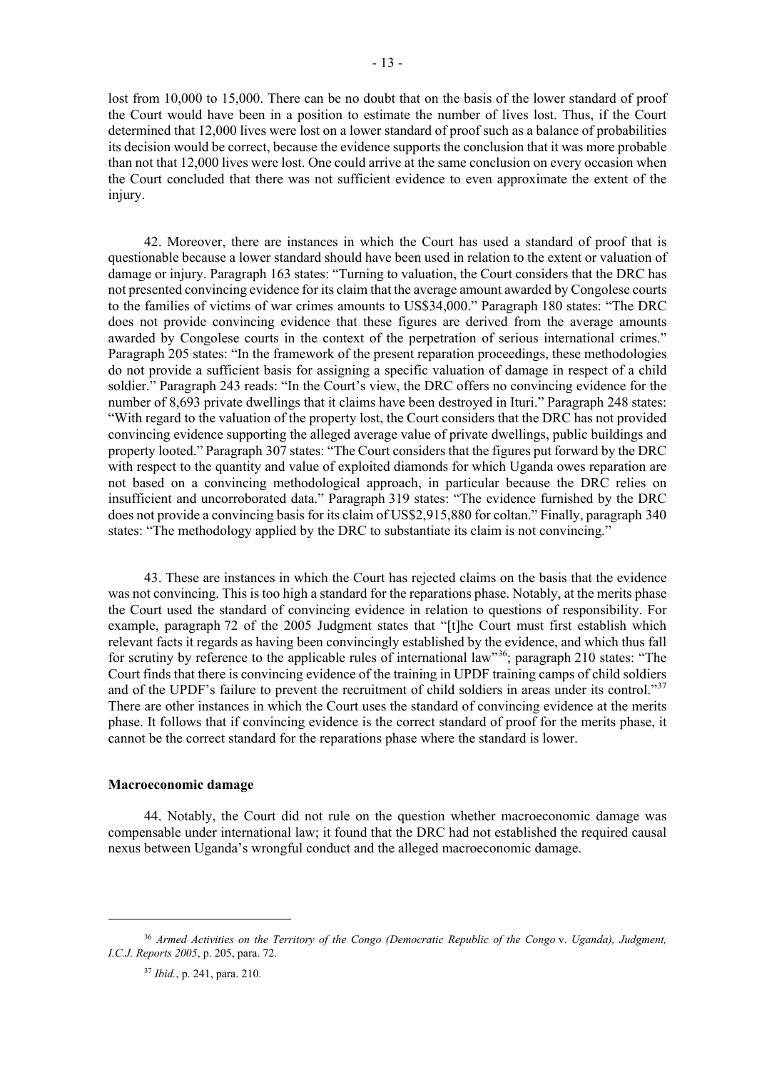lost from 10,000 to 15,000. There can be no doubt that on the basis of the lower standard of proof the Court would have been in a position to estimate the number of lives lost. Thus, if the Court determined that 12,000 lives were lost on a lower standard of proof such as a balance of probabilities its decision would be correct, because the evidence supports the conclusion that it was more probable than not that 12,000 lives were lost. One could arrive at the same conclusion on every occasion when the Court concluded that there was not sufficient evidence to even approximate the extent of the injury.

42. Moreover, there are instances in which the Court has used a standard of proof that is questionable because a lower standard should have been used in relation to the extent or valuation of damage or injury. Paragraph 163 states: "Turning to valuation, the Court considers that the DRC has not presented convincing evidence for its claim that the average amount awarded by Congolese courts to the families of victims of war crimes amounts to US$34,000." Paragraph 180 states: "The DRC does not provide convincing evidence that these figures are derived from the average amounts awarded by Congolese courts in the context of the perpetration of serious international crimes." Paragraph 205 states: "In the framework of the present reparation proceedings, these methodologies do not provide a sufficient basis for assigning a specific valuation of damage in respect of a child soldier." Paragraph 243 reads: "In the Court's view, the DRC offers no convincing evidence for the number of 8,693 private dwellings that it claims have been destroyed in Ituri." Paragraph 248 states: "With regard to the valuation of the property lost, the Court considers that the DRC has not provided convincing evidence supporting the alleged average value of private dwellings, public buildings and property looted." Paragraph 307 states: "The Court considers that the figures put forward by the DRC with respect to the quantity and value of exploited diamonds for which Uganda owes reparation are not based on a convincing methodological approach, in particular because the DRC relies on insufficient and uncorroborated data." Paragraph 319 states: "The evidence furnished by the DRC does not provide a convincing basis for its claim of US$2,915,880 for coltan." Finally, paragraph 340 states: "The methodology applied by the DRC to substantiate its claim is not convincing."

43. These are instances in which the Court has rejected claims on the basis that the evidence was not convincing. This is too high a standard for the reparations phase. Notably, at the merits phase the Court used the standard of convincing evidence in relation to questions of responsibility. For example, paragraph 72 of the 2005 Judgment states that "[t]he Court must first establish which relevant facts it regards as having been convincingly established by the evidence, and which thus fall for scrutiny by reference to the applicable rules of international law"[36]; paragraph 210 states: "The Court finds that there is convincing evidence of the training in UPDF training camps of child soldiers and of the UPDF's failure to prevent the recruitment of child soldiers in areas under its control."[37] There are other instances in which the Court uses the standard of convincing evidence at the merits phase. It follows that if convincing evidence is the correct standard of proof for the merits phase, it cannot be the correct standard for the reparations phase where the standard is lower.

**Macroeconomic damage**

44. Notably, the Court did not rule on the question whether macroeconomic damage was compensable under international law; it found that the DRC had not established the required causal nexus between Uganda's wrongful conduct and the alleged macroeconomic damage.

---

[36] *Armed Activities on the Territory of the Congo (Democratic Republic of the Congo* v. *Uganda), Judgment, I.C.J. Reports 2005*, p. 205, para. 72.

[37] *Ibid.*, p. 241, para. 210.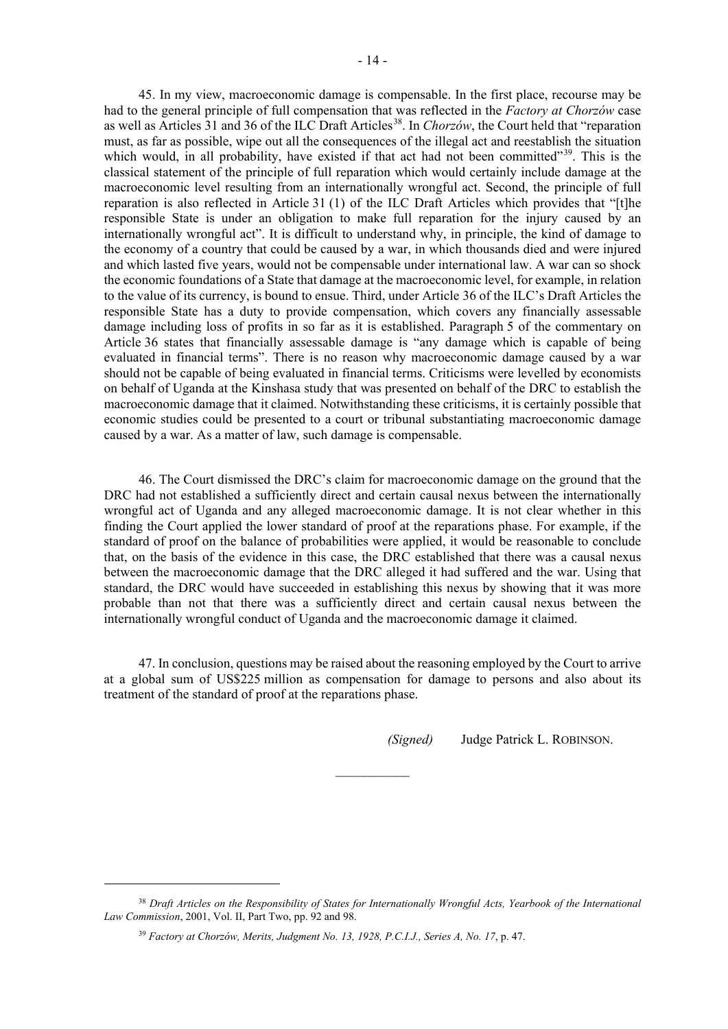45. In my view, macroeconomic damage is compensable. In the first place, recourse may be had to the general principle of full compensation that was reflected in the *Factory at Chorzów* case as well as Articles 31 and 36 of the ILC Draft Articles[38]. In *Chorzów*, the Court held that "reparation must, as far as possible, wipe out all the consequences of the illegal act and reestablish the situation which would, in all probability, have existed if that act had not been committed"[39]. This is the classical statement of the principle of full reparation which would certainly include damage at the macroeconomic level resulting from an internationally wrongful act. Second, the principle of full reparation is also reflected in Article 31 (1) of the ILC Draft Articles which provides that "[t]he responsible State is under an obligation to make full reparation for the injury caused by an internationally wrongful act". It is difficult to understand why, in principle, the kind of damage to the economy of a country that could be caused by a war, in which thousands died and were injured and which lasted five years, would not be compensable under international law. A war can so shock the economic foundations of a State that damage at the macroeconomic level, for example, in relation to the value of its currency, is bound to ensue. Third, under Article 36 of the ILC's Draft Articles the responsible State has a duty to provide compensation, which covers any financially assessable damage including loss of profits in so far as it is established. Paragraph 5 of the commentary on Article 36 states that financially assessable damage is "any damage which is capable of being evaluated in financial terms". There is no reason why macroeconomic damage caused by a war should not be capable of being evaluated in financial terms. Criticisms were levelled by economists on behalf of Uganda at the Kinshasa study that was presented on behalf of the DRC to establish the macroeconomic damage that it claimed. Notwithstanding these criticisms, it is certainly possible that economic studies could be presented to a court or tribunal substantiating macroeconomic damage caused by a war. As a matter of law, such damage is compensable.

46. The Court dismissed the DRC's claim for macroeconomic damage on the ground that the DRC had not established a sufficiently direct and certain causal nexus between the internationally wrongful act of Uganda and any alleged macroeconomic damage. It is not clear whether in this finding the Court applied the lower standard of proof at the reparations phase. For example, if the standard of proof on the balance of probabilities were applied, it would be reasonable to conclude that, on the basis of the evidence in this case, the DRC established that there was a causal nexus between the macroeconomic damage that the DRC alleged it had suffered and the war. Using that standard, the DRC would have succeeded in establishing this nexus by showing that it was more probable than not that there was a sufficiently direct and certain causal nexus between the internationally wrongful conduct of Uganda and the macroeconomic damage it claimed.

47. In conclusion, questions may be raised about the reasoning employed by the Court to arrive at a global sum of US$225 million as compensation for damage to persons and also about its treatment of the standard of proof at the reparations phase.

*(Signed)* Judge Patrick L. ROBINSON.

___________

[38] *Draft Articles on the Responsibility of States for Internationally Wrongful Acts, Yearbook of the International Law Commission*, 2001, Vol. II, Part Two, pp. 92 and 98.

[39] *Factory at Chorzów, Merits, Judgment No. 13, 1928, P.C.I.J., Series A, No. 17*, p. 47.